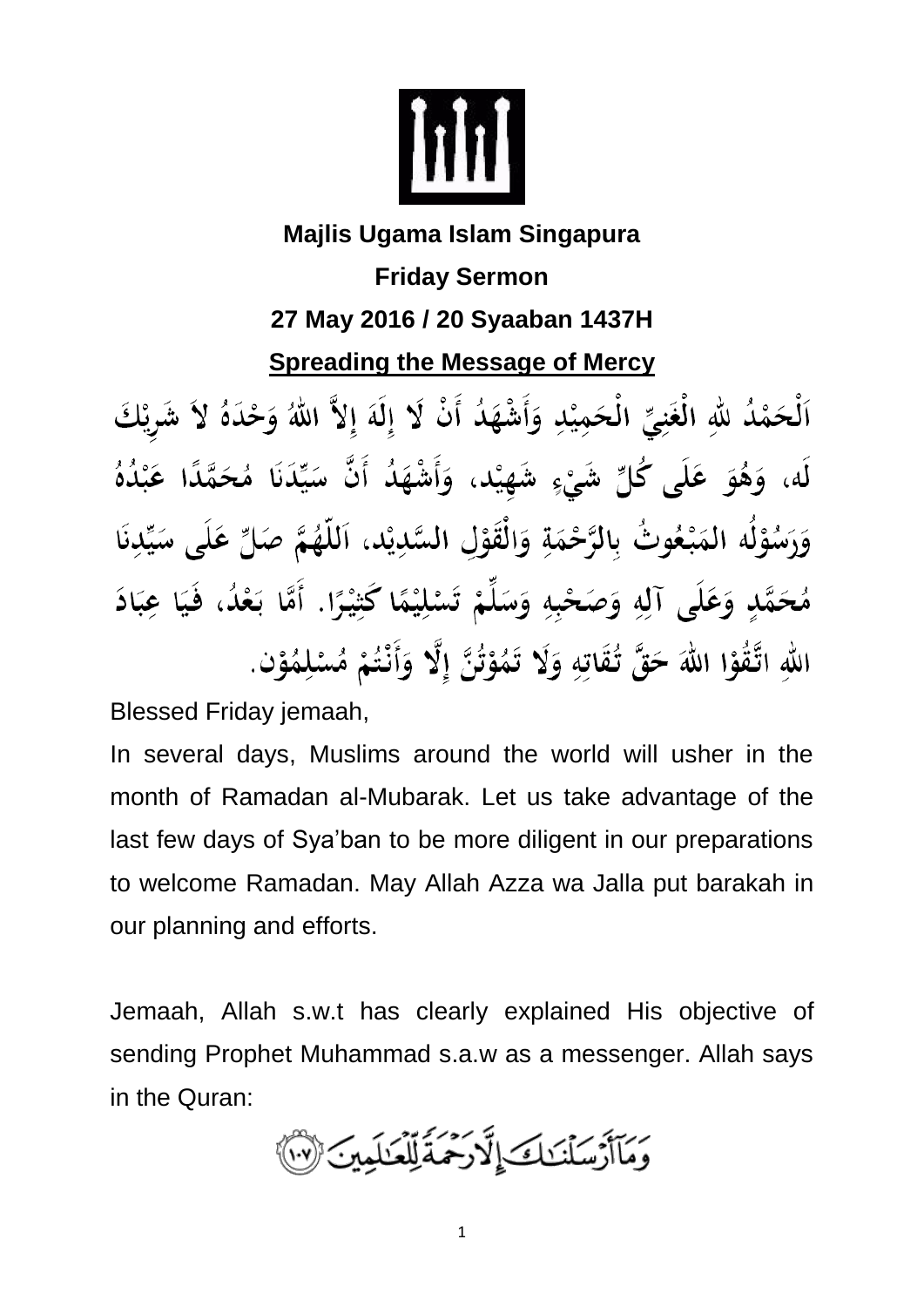**Majlis Ugama Islam Singapura**

**Friday Sermon**

**27 May 2016 / 20 Syaaban 1437H**

## Spreading the Message of Mercy

اَلْحَمْدُ للهِ الْغَنِيِّ الْحَمِيْدِ وَأَشْهَدُ أَنْ لَا إِلَهَ إِلاَّ اللهُ وَحْدَهُ لاَ شَرِيْكَ لَه، وَهُوَ عَلَى كُلِّ شَيْءٍ شَهِيْد، وَأَشْهَدُ أَنَّ سَيِّدَنَا مُحَمَّدًا عَبْدُهُ وَرَسُوْلُه المَبْعُوثُ بِالرَّحْمَةِ وَالْقَوْلِ السَّدِيْد، اَللّهُمَّ صَلِّ عَلَى سَيِّدِنَا مُحَمَّدٍ وَعَلَى آلِهِ وَصَحْبِهِ وَسَلِّمْ تَسْلِيْمًا كَثِيْرًا. أَمَّا بَعْدُ، فَيَا عِبَادَ اللهِ اتَّقُوْا اللهَ حَقَّ تُقَاتِهِ وَلَا تَمُوْتُنَّ إِلَّا وَأَنْتُمْ مُسْلِمُوْن.

Blessed Friday jemaah,

In several days, Muslims around the world will usher in the month of Ramadan al-Mubarak. Let us take advantage of the last few days of Sya'ban to be more diligent in our preparations to welcome Ramadan. May Allah Azza wa Jalla put barakah in our planning and efforts.

Jemaah, Allah s.w.t has clearly explained His objective of sending Prophet Muhammad s.a.w as a messenger. Allah says in the Quran:

وَمَآ أَرْسَلْنَٰكَ إِلَّا رَحْمَةً لِّلْعَٰلَمِينَ ﴿١٠٧﴾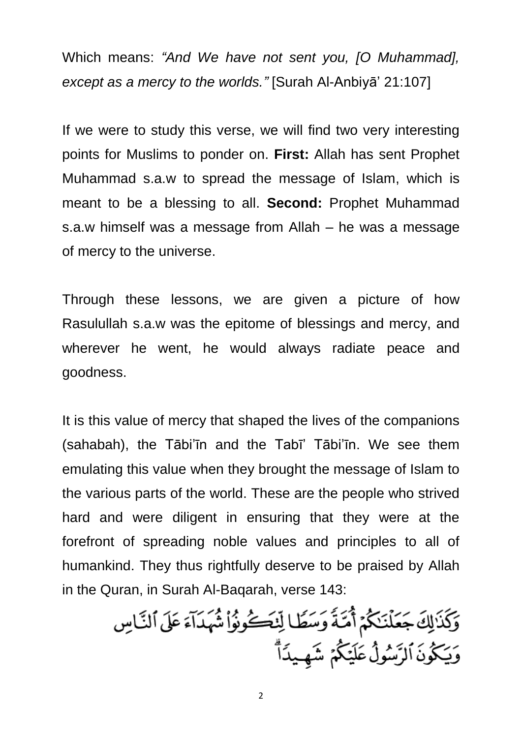Which means: *“And We have not sent you, [O Muhammad], except as a mercy to the worlds.”* [Surah Al-Anbiyā’ 21:107]

If we were to study this verse, we will find two very interesting points for Muslims to ponder on. **First:** Allah has sent Prophet Muhammad s.a.w to spread the message of Islam, which is meant to be a blessing to all. **Second:** Prophet Muhammad s.a.w himself was a message from Allah – he was a message of mercy to the universe.

Through these lessons, we are given a picture of how Rasulullah s.a.w was the epitome of blessings and mercy, and wherever he went, he would always radiate peace and goodness.

It is this value of mercy that shaped the lives of the companions (sahabah), the Tābi’īn and the Tabī’ Tābi’īn. We see them emulating this value when they brought the message of Islam to the various parts of the world. These are the people who strived hard and were diligent in ensuring that they were at the forefront of spreading noble values and principles to all of humankind. They thus rightfully deserve to be praised by Allah in the Quran, in Surah Al-Baqarah, verse 143:

وَكَذَٰلِكَ جَعَلْنَٰكُمْ أُمَّةً وَسَطًا لِّتَكُونُوا۟ شُهَدَآءَ عَلَى ٱلنَّاسِ وَيَكُونَ ٱلرَّسُولُ عَلَيْكُمْ شَهِيدًا ۗ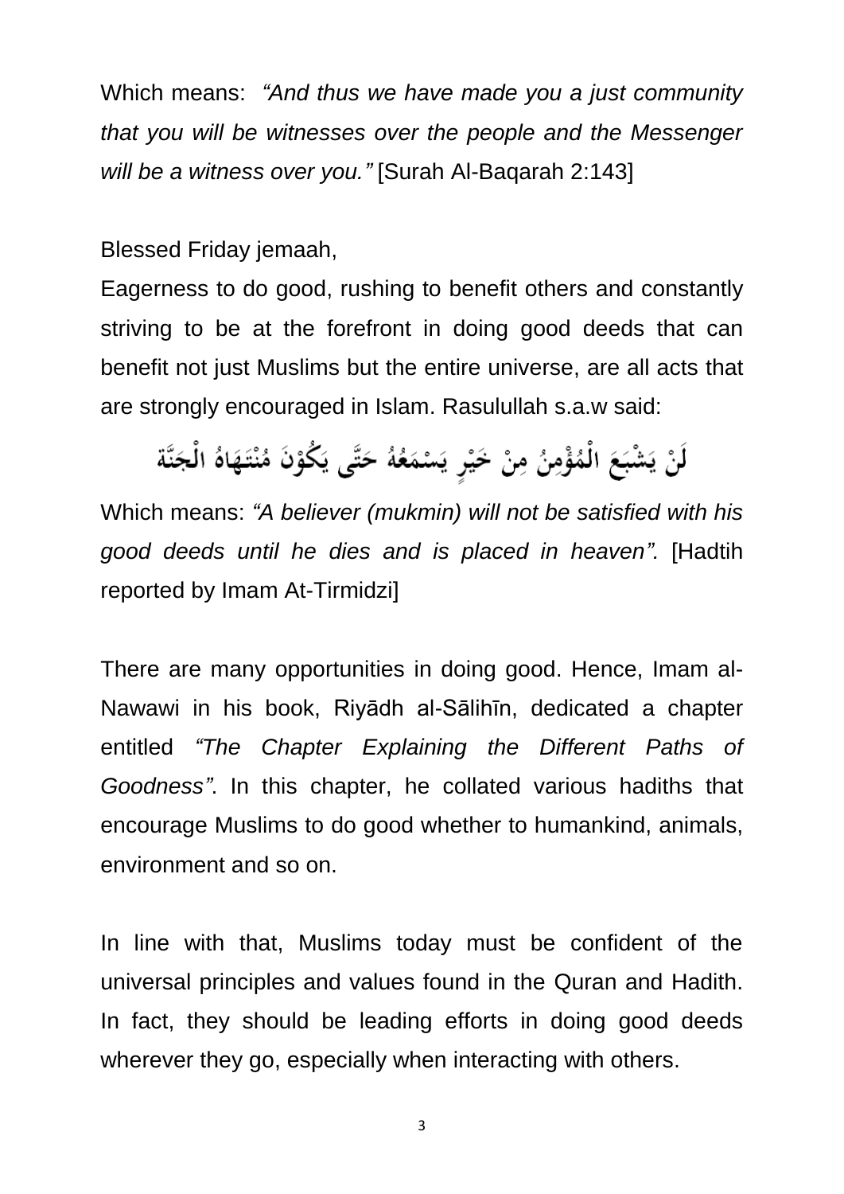Which means: *"And thus we have made you a just community that you will be witnesses over the people and the Messenger will be a witness over you."* [Surah Al-Baqarah 2:143]

Blessed Friday jemaah,

Eagerness to do good, rushing to benefit others and constantly striving to be at the forefront in doing good deeds that can benefit not just Muslims but the entire universe, are all acts that are strongly encouraged in Islam. Rasulullah s.a.w said:

لَنْ يَشْبَعَ الْمُؤْمِنُ مِنْ خَيْرٍ يَسْمَعُهُ حَتَّى يَكُوْنَ مُنْتَهَاهُ الْجَنَّة

Which means: *"A believer (mukmin) will not be satisfied with his good deeds until he dies and is placed in heaven".* [Hadtih reported by Imam At-Tirmidzi]

There are many opportunities in doing good. Hence, Imam al-Nawawi in his book, Riyādh al-Sālihīn, dedicated a chapter entitled *"The Chapter Explaining the Different Paths of Goodness"*. In this chapter, he collated various hadiths that encourage Muslims to do good whether to humankind, animals, environment and so on.

In line with that, Muslims today must be confident of the universal principles and values found in the Quran and Hadith. In fact, they should be leading efforts in doing good deeds wherever they go, especially when interacting with others.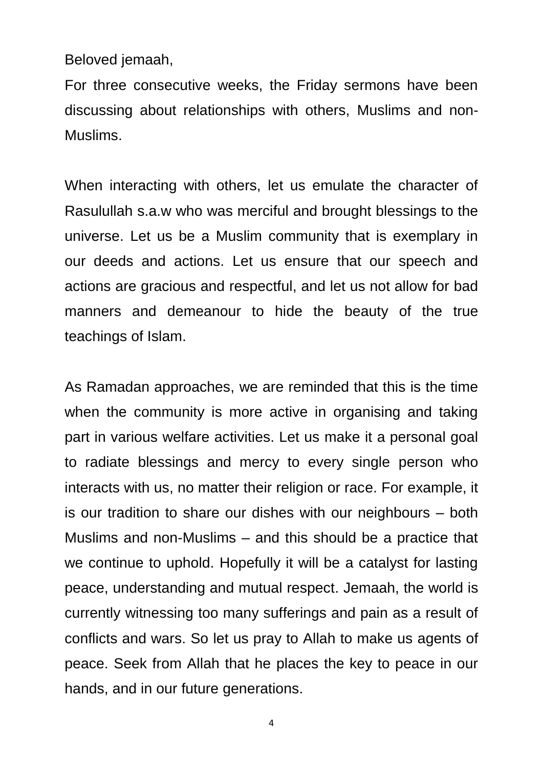Beloved jemaah,

For three consecutive weeks, the Friday sermons have been discussing about relationships with others, Muslims and non-Muslims.

When interacting with others, let us emulate the character of Rasulullah s.a.w who was merciful and brought blessings to the universe. Let us be a Muslim community that is exemplary in our deeds and actions. Let us ensure that our speech and actions are gracious and respectful, and let us not allow for bad manners and demeanour to hide the beauty of the true teachings of Islam.

As Ramadan approaches, we are reminded that this is the time when the community is more active in organising and taking part in various welfare activities. Let us make it a personal goal to radiate blessings and mercy to every single person who interacts with us, no matter their religion or race. For example, it is our tradition to share our dishes with our neighbours – both Muslims and non-Muslims – and this should be a practice that we continue to uphold. Hopefully it will be a catalyst for lasting peace, understanding and mutual respect. Jemaah, the world is currently witnessing too many sufferings and pain as a result of conflicts and wars. So let us pray to Allah to make us agents of peace. Seek from Allah that he places the key to peace in our hands, and in our future generations.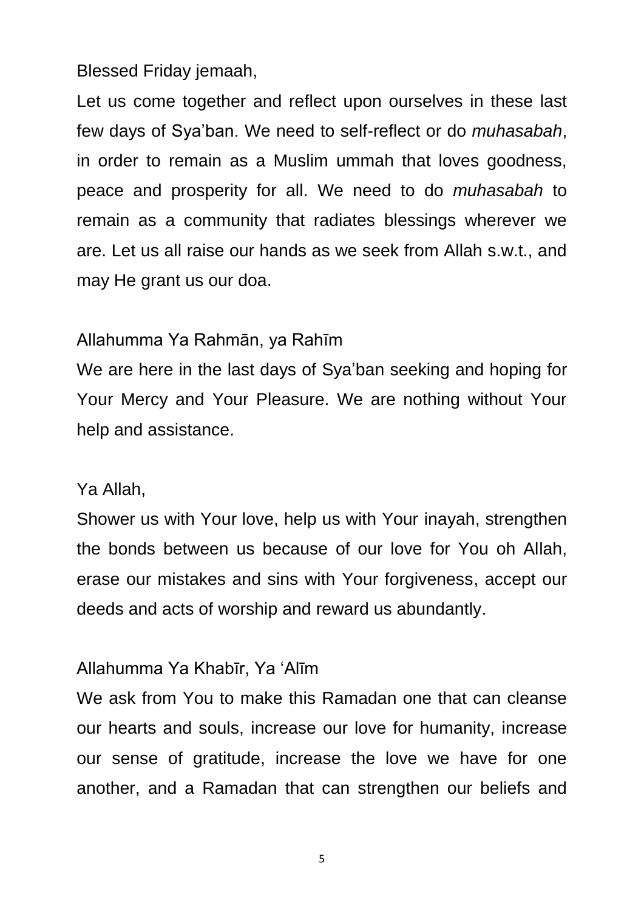Blessed Friday jemaah,

Let us come together and reflect upon ourselves in these last few days of Sya'ban. We need to self-reflect or do *muhasabah*, in order to remain as a Muslim ummah that loves goodness, peace and prosperity for all. We need to do *muhasabah* to remain as a community that radiates blessings wherever we are. Let us all raise our hands as we seek from Allah s.w.t., and may He grant us our doa.

Allahumma Ya Rahmān, ya Rahīm

We are here in the last days of Sya'ban seeking and hoping for Your Mercy and Your Pleasure. We are nothing without Your help and assistance.

Ya Allah,

Shower us with Your love, help us with Your inayah, strengthen the bonds between us because of our love for You oh Allah, erase our mistakes and sins with Your forgiveness, accept our deeds and acts of worship and reward us abundantly.

Allahumma Ya Khabīr, Ya 'Alīm

We ask from You to make this Ramadan one that can cleanse our hearts and souls, increase our love for humanity, increase our sense of gratitude, increase the love we have for one another, and a Ramadan that can strengthen our beliefs and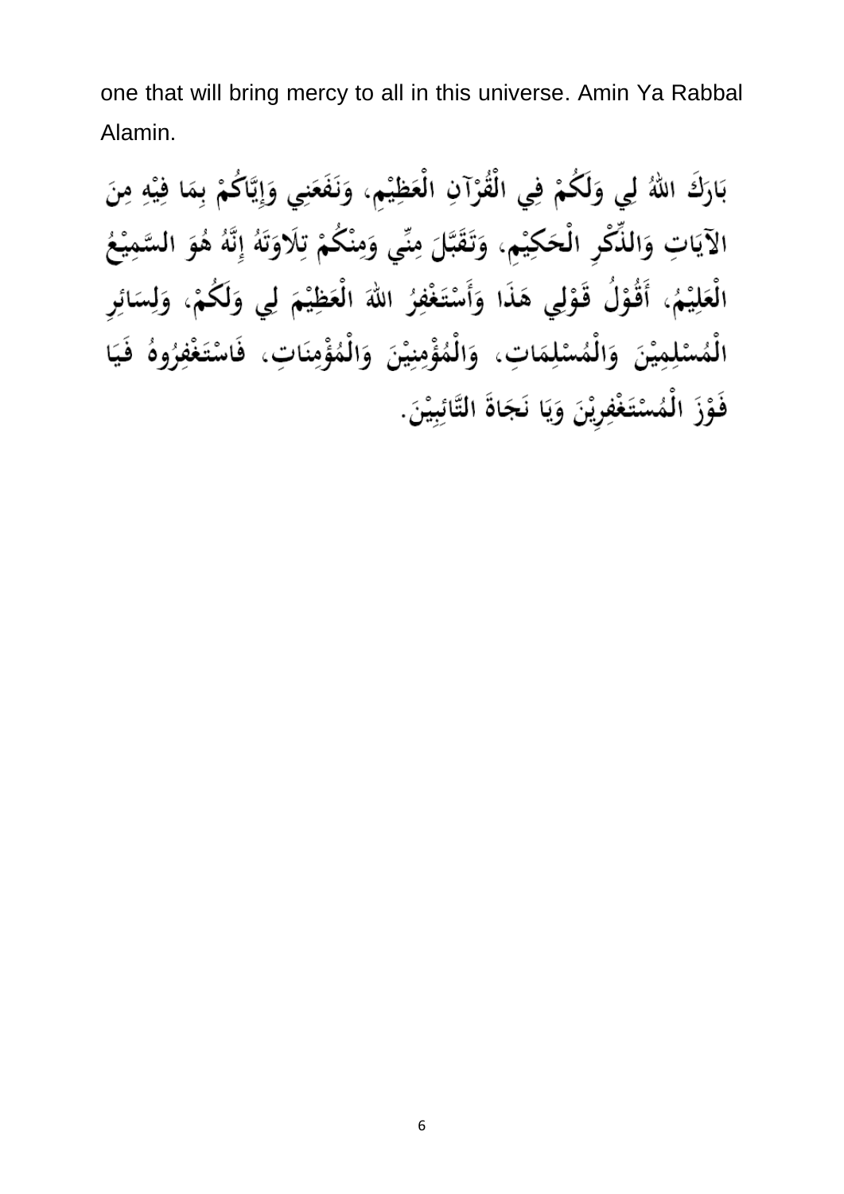one that will bring mercy to all in this universe. Amin Ya Rabbal Alamin.

بَارَكَ اللهُ لِي وَلَكُمْ فِي الْقُرْآنِ الْعَظِيْمِ، وَنَفَعَنِي وَإِيَّاكُمْ بِمَا فِيْهِ مِنَ الآيَاتِ وَالذِّكْرِ الْحَكِيْمِ، وَتَقَبَّلَ مِنِّي وَمِنْكُمْ تِلَاوَتَهُ إِنَّهُ هُوَ السَّمِيْعُ الْعَلِيْمُ، أَقُوْلُ قَوْلِي هَذَا وَأَسْتَغْفِرُ اللهَ الْعَظِيْمَ لِي وَلَكُمْ، وَلِسَائِرِ الْمُسْلِمِيْنَ وَالْمُسْلِمَاتِ، وَالْمُؤْمِنِيْنَ وَالْمُؤْمِنَاتِ، فَاسْتَغْفِرُوهُ فَيَا فَوْزَ الْمُسْتَغْفِرِيْنَ وَيَا نَجَاةَ التَّائِبِيْنَ.